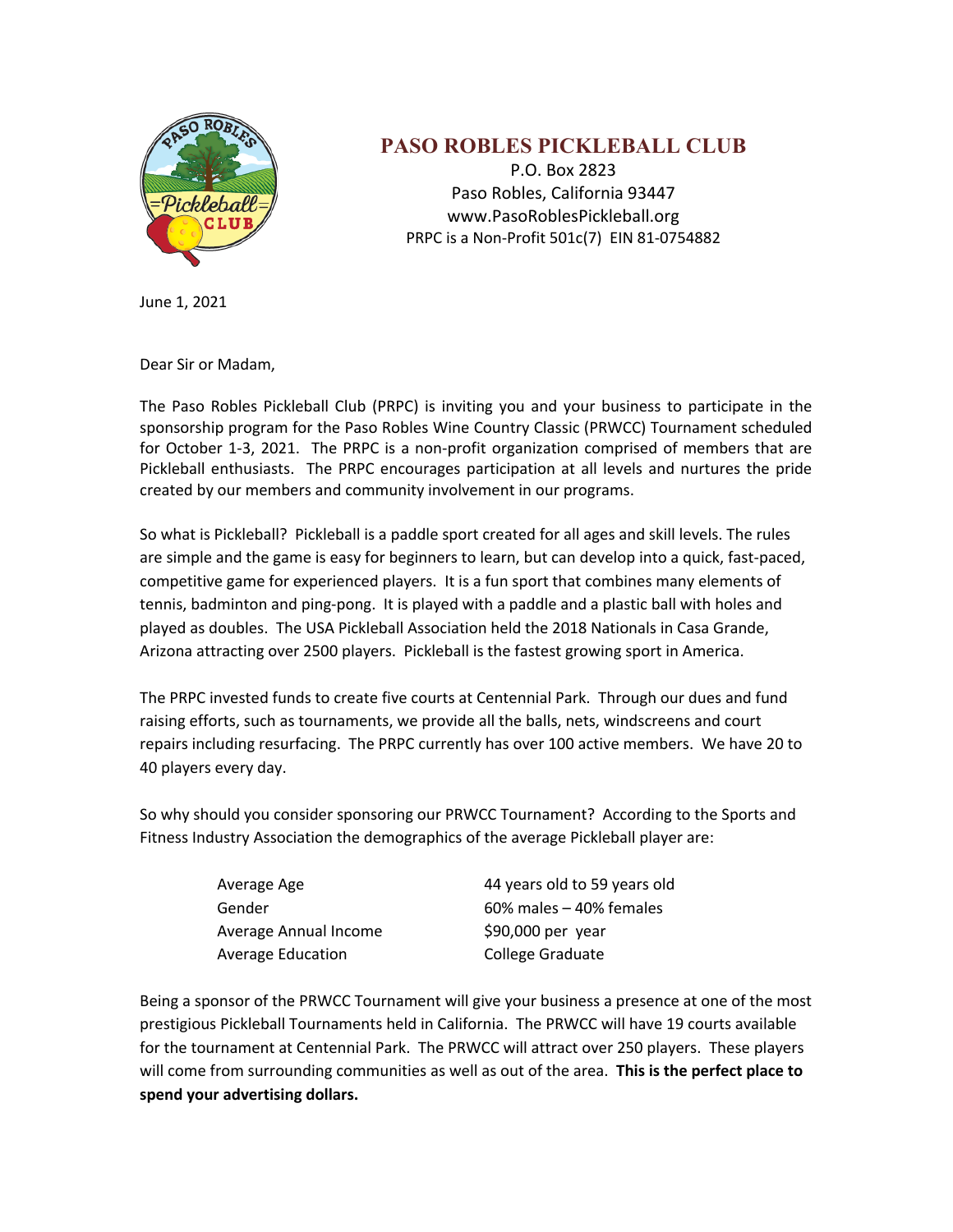# PASO ROBLES PICKLEBALL CLUB

P.O. Box 2823
Paso Robles, California 93447
www.PasoRoblesPickleball.org
PRPC is a Non-Profit 501c(7) EIN 81-0754882

June 1, 2021

Dear Sir or Madam,

The Paso Robles Pickleball Club (PRPC) is inviting you and your business to participate in the sponsorship program for the Paso Robles Wine Country Classic (PRWCC) Tournament scheduled for October 1-3, 2021. The PRPC is a non-profit organization comprised of members that are Pickleball enthusiasts. The PRPC encourages participation at all levels and nurtures the pride created by our members and community involvement in our programs.

So what is Pickleball? Pickleball is a paddle sport created for all ages and skill levels. The rules are simple and the game is easy for beginners to learn, but can develop into a quick, fast-paced, competitive game for experienced players. It is a fun sport that combines many elements of tennis, badminton and ping-pong. It is played with a paddle and a plastic ball with holes and played as doubles. The USA Pickleball Association held the 2018 Nationals in Casa Grande, Arizona attracting over 2500 players. Pickleball is the fastest growing sport in America.

The PRPC invested funds to create five courts at Centennial Park. Through our dues and fund raising efforts, such as tournaments, we provide all the balls, nets, windscreens and court repairs including resurfacing. The PRPC currently has over 100 active members. We have 20 to 40 players every day.

So why should you consider sponsoring our PRWCC Tournament? According to the Sports and Fitness Industry Association the demographics of the average Pickleball player are:

| | |
|---|---|
| Average Age | 44 years old to 59 years old |
| Gender | 60% males – 40% females |
| Average Annual Income | $90,000 per year |
| Average Education | College Graduate |

Being a sponsor of the PRWCC Tournament will give your business a presence at one of the most prestigious Pickleball Tournaments held in California. The PRWCC will have 19 courts available for the tournament at Centennial Park. The PRWCC will attract over 250 players. These players will come from surrounding communities as well as out of the area. **This is the perfect place to spend your advertising dollars.**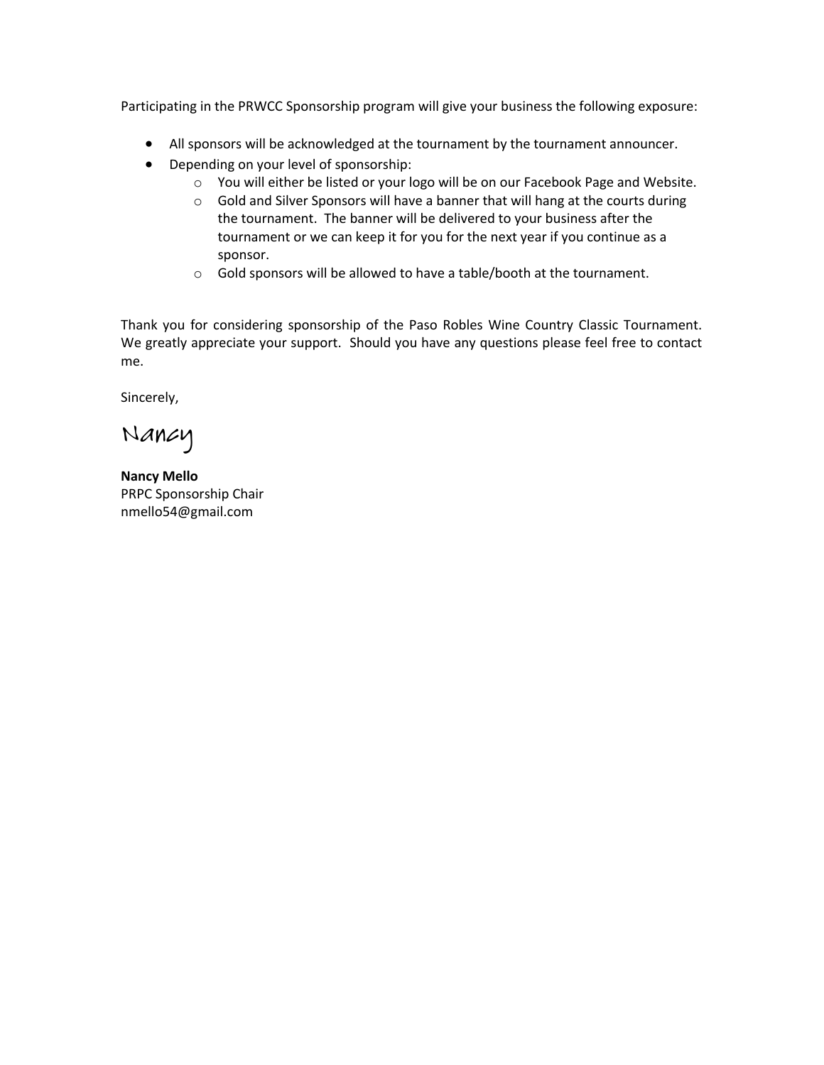Participating in the PRWCC Sponsorship program will give your business the following exposure:

- All sponsors will be acknowledged at the tournament by the tournament announcer.
- Depending on your level of sponsorship:
    - You will either be listed or your logo will be on our Facebook Page and Website.
    - Gold and Silver Sponsors will have a banner that will hang at the courts during the tournament. The banner will be delivered to your business after the tournament or we can keep it for you for the next year if you continue as a sponsor.
    - Gold sponsors will be allowed to have a table/booth at the tournament.

Thank you for considering sponsorship of the Paso Robles Wine Country Classic Tournament. We greatly appreciate your support. Should you have any questions please feel free to contact me.

Sincerely,

Nancy

**Nancy Mello**
PRPC Sponsorship Chair
nmello54@gmail.com